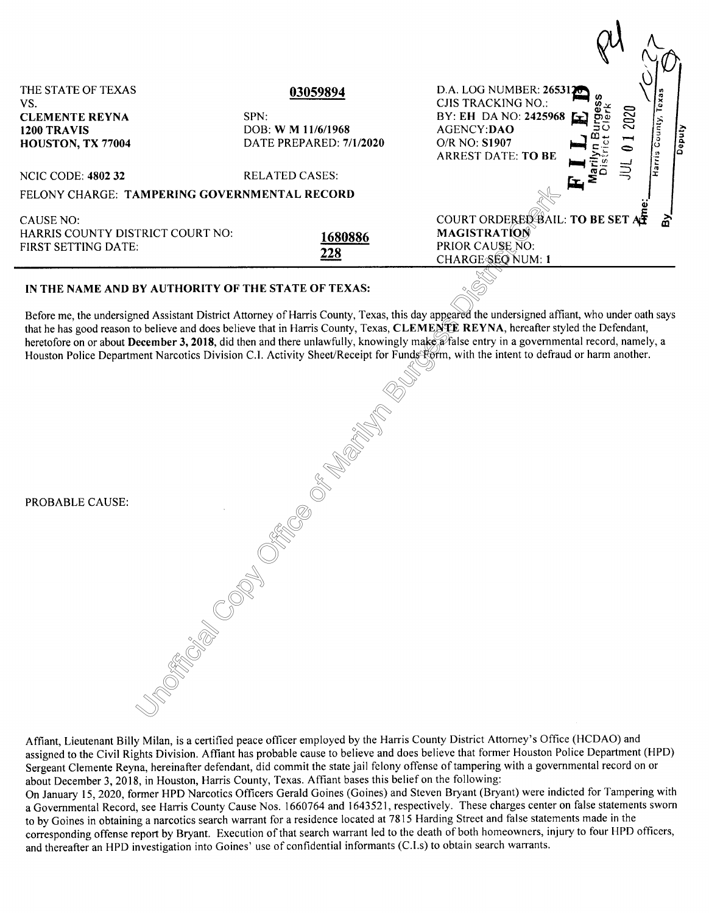THE STATE OF TEXAS
VS.
**CLEMENTE REYNA**
**1200 TRAVIS**
**HOUSTON, TX 77004**

**03059894**

SPN:
DOB: **W M 11/6/1968**
DATE PREPARED: **7/1/2020**

D.A. LOG NUMBER: 265312
CJIS TRACKING NO.:
BY: **EH** DA NO: **2425968**
AGENCY:**DAO**
O/R NO: **S1907**
ARREST DATE: **TO BE**

FILED
Marilyn Burgess
District Clerk
JUL 01 2020
Time: ________ Harris County, Texas
By ________ Deputy

NCIC CODE: **4802 32**

RELATED CASES:

FELONY CHARGE: **TAMPERING GOVERNMENTAL RECORD**

CAUSE NO:
HARRIS COUNTY DISTRICT COURT NO: **1680886**
FIRST SETTING DATE: **228**

COURT ORDERED BAIL: **TO BE SET AT MAGISTRATION**
PRIOR CAUSE NO:
CHARGE SEQ NUM: **1**

**IN THE NAME AND BY AUTHORITY OF THE STATE OF TEXAS:**

Before me, the undersigned Assistant District Attorney of Harris County, Texas, this day appeared the undersigned affiant, who under oath says that he has good reason to believe and does believe that in Harris County, Texas, **CLEMENTE REYNA**, hereafter styled the Defendant, heretofore on or about **December 3, 2018**, did then and there unlawfully, knowingly make a false entry in a governmental record, namely, a Houston Police Department Narcotics Division C.I. Activity Sheet/Receipt for Funds Form, with the intent to defraud or harm another.

PROBABLE CAUSE:

Affiant, Lieutenant Billy Milan, is a certified peace officer employed by the Harris County District Attorney's Office (HCDAO) and assigned to the Civil Rights Division. Affiant has probable cause to believe and does believe that former Houston Police Department (HPD) Sergeant Clemente Reyna, hereinafter defendant, did commit the state jail felony offense of tampering with a governmental record on or about December 3, 2018, in Houston, Harris County, Texas. Affiant bases this belief on the following:

On January 15, 2020, former HPD Narcotics Officers Gerald Goines (Goines) and Steven Bryant (Bryant) were indicted for Tampering with a Governmental Record, see Harris County Cause Nos. 1660764 and 1643521, respectively. These charges center on false statements sworn to by Goines in obtaining a narcotics search warrant for a residence located at 7815 Harding Street and false statements made in the corresponding offense report by Bryant. Execution of that search warrant led to the death of both homeowners, injury to four HPD officers, and thereafter an HPD investigation into Goines' use of confidential informants (C.I.s) to obtain search warrants.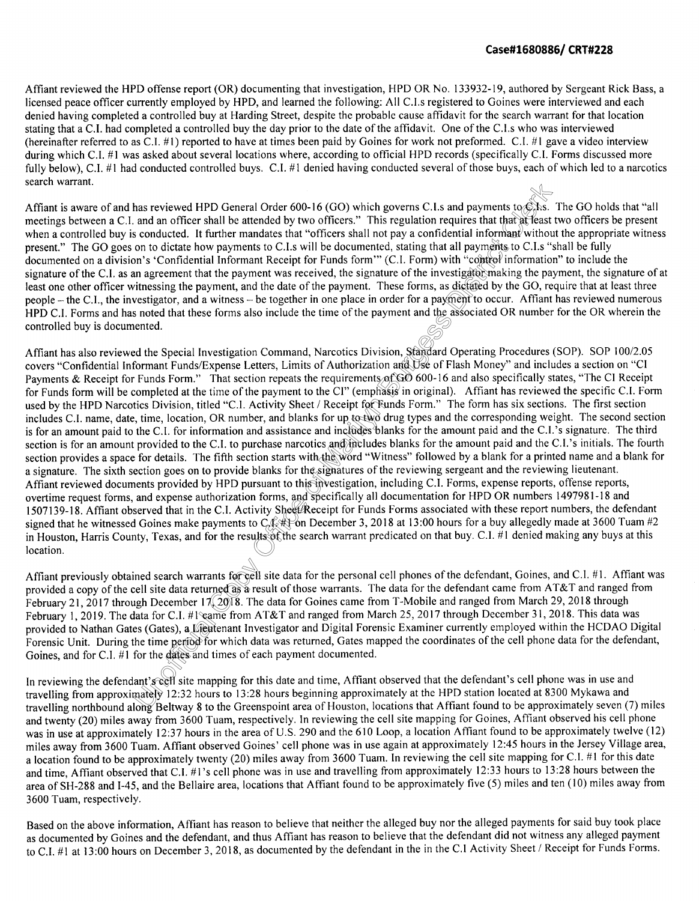Affiant reviewed the HPD offense report (OR) documenting that investigation, HPD OR No. 133932-19, authored by Sergeant Rick Bass, a licensed peace officer currently employed by HPD, and learned the following: All C.I.s registered to Goines were interviewed and each denied having completed a controlled buy at Harding Street, despite the probable cause affidavit for the search warrant for that location stating that a C.I. had completed a controlled buy the day prior to the date of the affidavit. One of the C.I.s who was interviewed (hereinafter referred to as C.I. #1) reported to have at times been paid by Goines for work not preformed. C.I. #1 gave a video interview during which C.I. #1 was asked about several locations where, according to official HPD records (specifically C.I. Forms discussed more fully below), C.I. #1 had conducted controlled buys. C.I. #1 denied having conducted several of those buys, each of which led to a narcotics search warrant.

Affiant is aware of and has reviewed HPD General Order 600-16 (GO) which governs C.I.s and payments to C.I.s. The GO holds that "all meetings between a C.I. and an officer shall be attended by two officers." This regulation requires that that at least two officers be present when a controlled buy is conducted. It further mandates that "officers shall not pay a confidential informant without the appropriate witness present." The GO goes on to dictate how payments to C.I.s will be documented, stating that all payments to C.I.s "shall be fully documented on a division's 'Confidential Informant Receipt for Funds form'" (C.I. Form) with "control information" to include the signature of the C.I. as an agreement that the payment was received, the signature of the investigator making the payment, the signature of at least one other officer witnessing the payment, and the date of the payment. These forms, as dictated by the GO, require that at least three people – the C.I., the investigator, and a witness – be together in one place in order for a payment to occur. Affiant has reviewed numerous HPD C.I. Forms and has noted that these forms also include the time of the payment and the associated OR number for the OR wherein the controlled buy is documented.

Affiant has also reviewed the Special Investigation Command, Narcotics Division, Standard Operating Procedures (SOP). SOP 100/2.05 covers "Confidential Informant Funds/Expense Letters, Limits of Authorization and Use of Flash Money" and includes a section on "CI Payments & Receipt for Funds Form." That section repeats the requirements of GO 600-16 and also specifically states, "The CI Receipt for Funds form will be completed at the time of the payment to the CI" (emphasis in original). Affiant has reviewed the specific C.I. Form used by the HPD Narcotics Division, titled "C.I. Activity Sheet / Receipt for Funds Form." The form has six sections. The first section includes C.I. name, date, time, location, OR number, and blanks for up to two drug types and the corresponding weight. The second section is for an amount paid to the C.I. for information and assistance and includes blanks for the amount paid and the C.I.'s signature. The third section is for an amount provided to the C.I. to purchase narcotics and includes blanks for the amount paid and the C.I.'s initials. The fourth section provides a space for details. The fifth section starts with the word "Witness" followed by a blank for a printed name and a blank for a signature. The sixth section goes on to provide blanks for the signatures of the reviewing sergeant and the reviewing lieutenant. Affiant reviewed documents provided by HPD pursuant to this investigation, including C.I. Forms, expense reports, offense reports, overtime request forms, and expense authorization forms, and specifically all documentation for HPD OR numbers 1497981-18 and 1507139-18. Affiant observed that in the C.I. Activity Sheet/Receipt for Funds Forms associated with these report numbers, the defendant signed that he witnessed Goines make payments to C.I. #1 on December 3, 2018 at 13:00 hours for a buy allegedly made at 3600 Tuam #2 in Houston, Harris County, Texas, and for the results of the search warrant predicated on that buy. C.I. #1 denied making any buys at this location.

Affiant previously obtained search warrants for cell site data for the personal cell phones of the defendant, Goines, and C.I. #1. Affiant was provided a copy of the cell site data returned as a result of those warrants. The data for the defendant came from AT&T and ranged from February 21, 2017 through December 17, 2018. The data for Goines came from T-Mobile and ranged from March 29, 2018 through February 1, 2019. The data for C.I. #1 came from AT&T and ranged from March 25, 2017 through December 31, 2018. This data was provided to Nathan Gates (Gates), a Lieutenant Investigator and Digital Forensic Examiner currently employed within the HCDAO Digital Forensic Unit. During the time period for which data was returned, Gates mapped the coordinates of the cell phone data for the defendant, Goines, and for C.I. #1 for the dates and times of each payment documented.

In reviewing the defendant's cell site mapping for this date and time, Affiant observed that the defendant's cell phone was in use and travelling from approximately 12:32 hours to 13:28 hours beginning approximately at the HPD station located at 8300 Mykawa and travelling northbound along Beltway 8 to the Greenspoint area of Houston, locations that Affiant found to be approximately seven (7) miles and twenty (20) miles away from 3600 Tuam, respectively. In reviewing the cell site mapping for Goines, Affiant observed his cell phone was in use at approximately 12:37 hours in the area of U.S. 290 and the 610 Loop, a location Affiant found to be approximately twelve (12) miles away from 3600 Tuam. Affiant observed Goines' cell phone was in use again at approximately 12:45 hours in the Jersey Village area, a location found to be approximately twenty (20) miles away from 3600 Tuam. In reviewing the cell site mapping for C.I. #1 for this date and time, Affiant observed that C.I. #1's cell phone was in use and travelling from approximately 12:33 hours to 13:28 hours between the area of SH-288 and I-45, and the Bellaire area, locations that Affiant found to be approximately five (5) miles and ten (10) miles away from 3600 Tuam, respectively.

Based on the above information, Affiant has reason to believe that neither the alleged buy nor the alleged payments for said buy took place as documented by Goines and the defendant, and thus Affiant has reason to believe that the defendant did not witness any alleged payment to C.I. #1 at 13:00 hours on December 3, 2018, as documented by the defendant in the in the C.I Activity Sheet / Receipt for Funds Forms.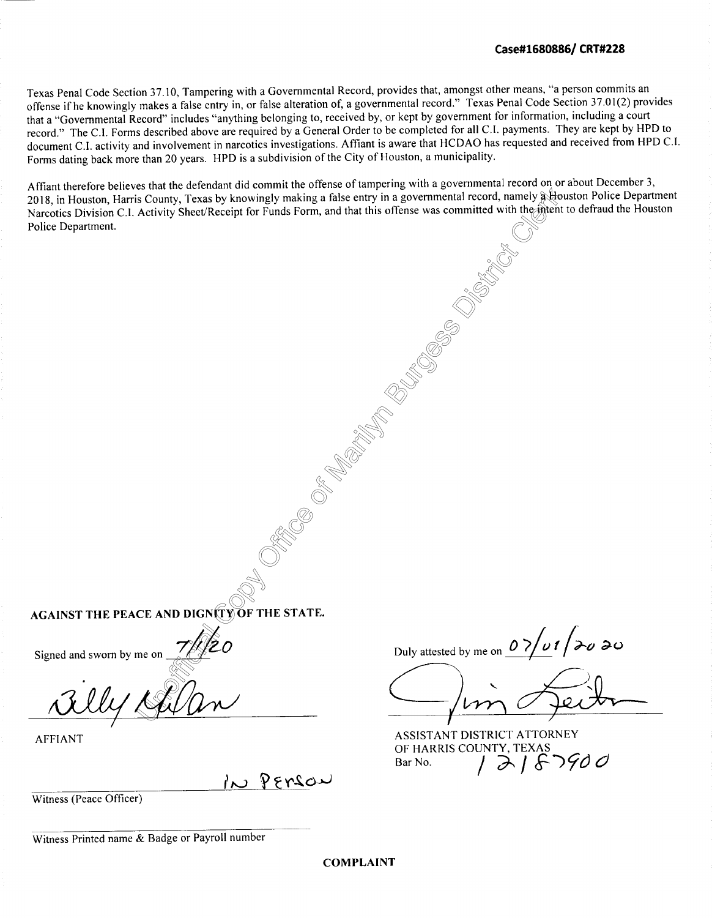**Case#1680886/ CRT#228**

Texas Penal Code Section 37.10, Tampering with a Governmental Record, provides that, amongst other means, "a person commits an offense if he knowingly makes a false entry in, or false alteration of, a governmental record." Texas Penal Code Section 37.01(2) provides that a "Governmental Record" includes "anything belonging to, received by, or kept by government for information, including a court record." The C.I. Forms described above are required by a General Order to be completed for all C.I. payments. They are kept by HPD to document C.I. activity and involvement in narcotics investigations. Affiant is aware that HCDAO has requested and received from HPD C.I. Forms dating back more than 20 years. HPD is a subdivision of the City of Houston, a municipality.

Affiant therefore believes that the defendant did commit the offense of tampering with a governmental record on or about December 3, 2018, in Houston, Harris County, Texas by knowingly making a false entry in a governmental record, namely a Houston Police Department Narcotics Division C.I. Activity Sheet/Receipt for Funds Form, and that this offense was committed with the intent to defraud the Houston Police Department.

Unofficial Copy Office of Marilyn Burgess District Clerk

**AGAINST THE PEACE AND DIGNITY OF THE STATE.**

Signed and sworn by me on 7/1/20

Billy Milan

AFFIANT

IN PERSON

Witness (Peace Officer)

Witness Printed name & Badge or Payroll number

Duly attested by me on 07/01/2020

Jim Leitner

ASSISTANT DISTRICT ATTORNEY
OF HARRIS COUNTY, TEXAS
Bar No. 12187900

**COMPLAINT**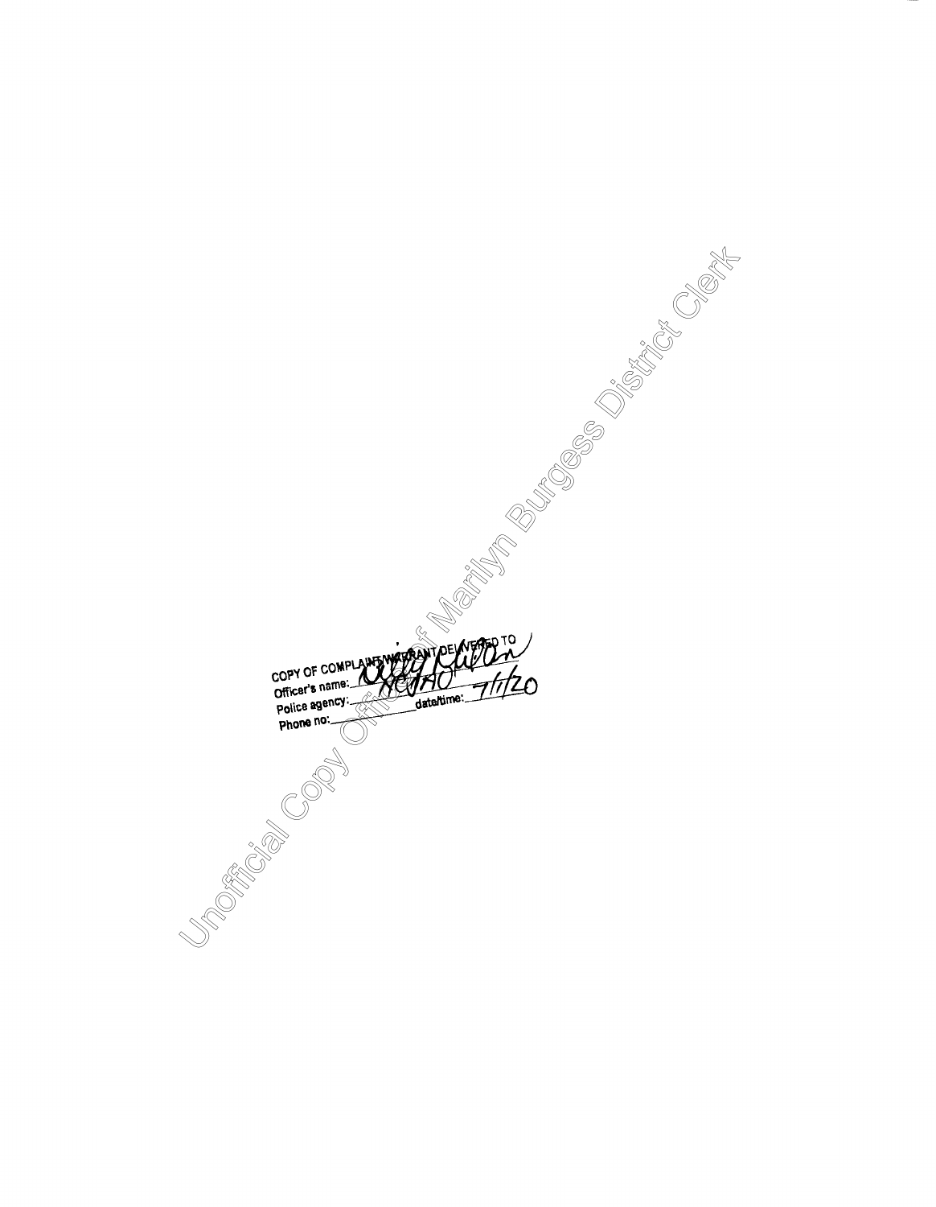COPY OF COMPLAINT/WARRANT DELIVERED TO

Officer's name: ___

Police agency: HCDAO

Phone no: ___ date/time: 7/1/20

Unofficial Copy Office of Marilyn Burgess District Clerk